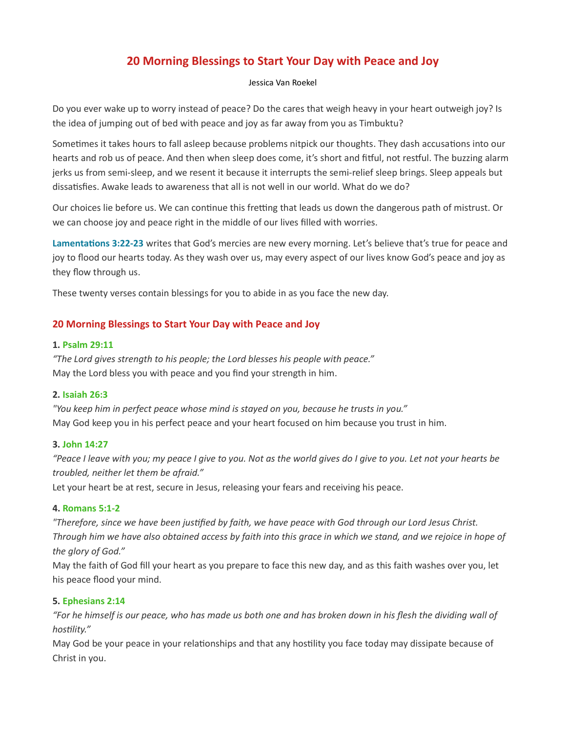# 20 Morning Blessings to Start Your Day with Peace and Joy

Jessica Van Roekel

Do you ever wake up to worry instead of peace? Do the cares that weigh heavy in your heart outweigh joy? Is the idea of jumping out of bed with peace and joy as far away from you as Timbuktu?

Sometimes it takes hours to fall asleep because problems nitpick our thoughts. They dash accusations into our hearts and rob us of peace. And then when sleep does come, it's short and fitful, not restful. The buzzing alarm jerks us from semi-sleep, and we resent it because it interrupts the semi-relief sleep brings. Sleep appeals but dissatisfies. Awake leads to awareness that all is not well in our world. What do we do?

Our choices lie before us. We can continue this fretting that leads us down the dangerous path of mistrust. Or we can choose joy and peace right in the middle of our lives filled with worries.

**Lamentations 3:22-23** writes that God's mercies are new every morning. Let's believe that's true for peace and joy to flood our hearts today. As they wash over us, may every aspect of our lives know God's peace and joy as they flow through us.

These twenty verses contain blessings for you to abide in as you face the new day.

## 20 Morning Blessings to Start Your Day with Peace and Joy

**1. Psalm 29:11**

*"The Lord gives strength to his people; the Lord blesses his people with peace."*

May the Lord bless you with peace and you find your strength in him.

**2. Isaiah 26:3**

*"You keep him in perfect peace whose mind is stayed on you, because he trusts in you."*

May God keep you in his perfect peace and your heart focused on him because you trust in him.

**3. John 14:27**

*"Peace I leave with you; my peace I give to you. Not as the world gives do I give to you. Let not your hearts be troubled, neither let them be afraid."*

Let your heart be at rest, secure in Jesus, releasing your fears and receiving his peace.

**4. Romans 5:1-2**

*"Therefore, since we have been justified by faith, we have peace with God through our Lord Jesus Christ. Through him we have also obtained access by faith into this grace in which we stand, and we rejoice in hope of the glory of God."*

May the faith of God fill your heart as you prepare to face this new day, and as this faith washes over you, let his peace flood your mind.

**5. Ephesians 2:14**

*"For he himself is our peace, who has made us both one and has broken down in his flesh the dividing wall of hostility."*

May God be your peace in your relationships and that any hostility you face today may dissipate because of Christ in you.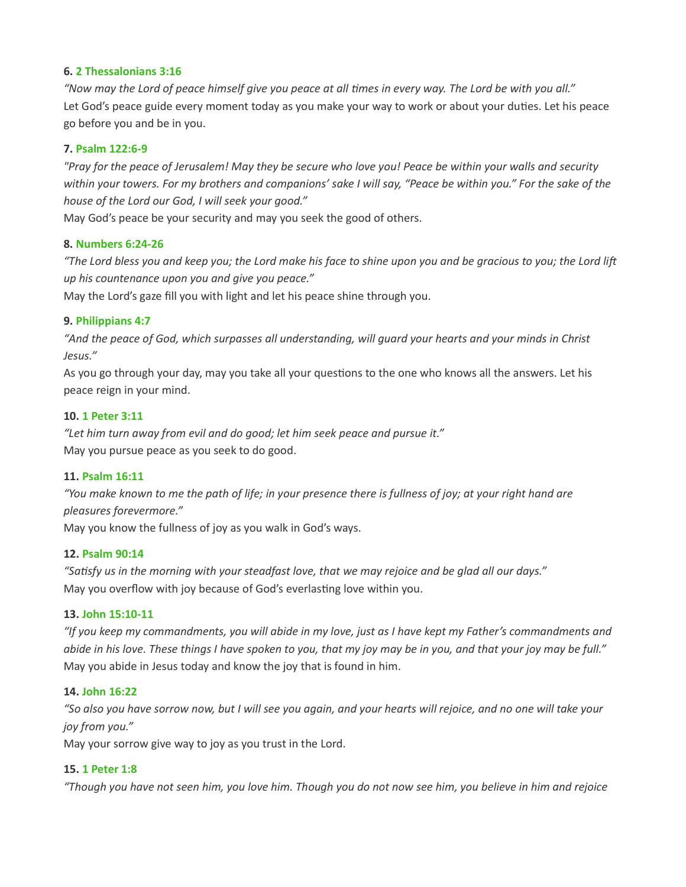**6. 2 Thessalonians 3:16**

*"Now may the Lord of peace himself give you peace at all times in every way. The Lord be with you all."*
Let God's peace guide every moment today as you make your way to work or about your duties. Let his peace go before you and be in you.

**7. Psalm 122:6-9**

*"Pray for the peace of Jerusalem! May they be secure who love you! Peace be within your walls and security within your towers. For my brothers and companions' sake I will say, "Peace be within you." For the sake of the house of the Lord our God, I will seek your good."*
May God's peace be your security and may you seek the good of others.

**8. Numbers 6:24-26**

*"The Lord bless you and keep you; the Lord make his face to shine upon you and be gracious to you; the Lord lift up his countenance upon you and give you peace."*
May the Lord's gaze fill you with light and let his peace shine through you.

**9. Philippians 4:7**

*"And the peace of God, which surpasses all understanding, will guard your hearts and your minds in Christ Jesus."*
As you go through your day, may you take all your questions to the one who knows all the answers. Let his peace reign in your mind.

**10. 1 Peter 3:11**

*"Let him turn away from evil and do good; let him seek peace and pursue it."*
May you pursue peace as you seek to do good.

**11. Psalm 16:11**

*"You make known to me the path of life; in your presence there is fullness of joy; at your right hand are pleasures forevermore."*
May you know the fullness of joy as you walk in God's ways.

**12. Psalm 90:14**

*"Satisfy us in the morning with your steadfast love, that we may rejoice and be glad all our days."*
May you overflow with joy because of God's everlasting love within you.

**13. John 15:10-11**

*"If you keep my commandments, you will abide in my love, just as I have kept my Father's commandments and abide in his love. These things I have spoken to you, that my joy may be in you, and that your joy may be full."*
May you abide in Jesus today and know the joy that is found in him.

**14. John 16:22**

*"So also you have sorrow now, but I will see you again, and your hearts will rejoice, and no one will take your joy from you."*
May your sorrow give way to joy as you trust in the Lord.

**15. 1 Peter 1:8**

*"Though you have not seen him, you love him. Though you do not now see him, you believe in him and rejoice*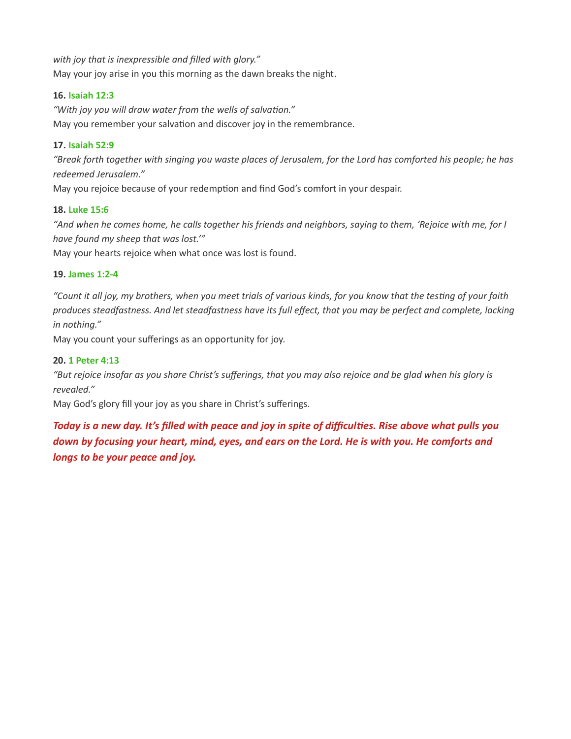*with joy that is inexpressible and filled with glory."*
May your joy arise in you this morning as the dawn breaks the night.

**16. Isaiah 12:3**
*"With joy you will draw water from the wells of salvation."*
May you remember your salvation and discover joy in the remembrance.

**17. Isaiah 52:9**
*"Break forth together with singing you waste places of Jerusalem, for the Lord has comforted his people; he has redeemed Jerusalem."*
May you rejoice because of your redemption and find God's comfort in your despair.

**18. Luke 15:6**
*"And when he comes home, he calls together his friends and neighbors, saying to them, 'Rejoice with me, for I have found my sheep that was lost.'"*
May your hearts rejoice when what once was lost is found.

**19. James 1:2-4**

*"Count it all joy, my brothers, when you meet trials of various kinds, for you know that the testing of your faith produces steadfastness. And let steadfastness have its full effect, that you may be perfect and complete, lacking in nothing."*
May you count your sufferings as an opportunity for joy.

**20. 1 Peter 4:13**
*"But rejoice insofar as you share Christ's sufferings, that you may also rejoice and be glad when his glory is revealed."*
May God's glory fill your joy as you share in Christ's sufferings.

***Today is a new day. It's filled with peace and joy in spite of difficulties. Rise above what pulls you down by focusing your heart, mind, eyes, and ears on the Lord. He is with you. He comforts and longs to be your peace and joy.***